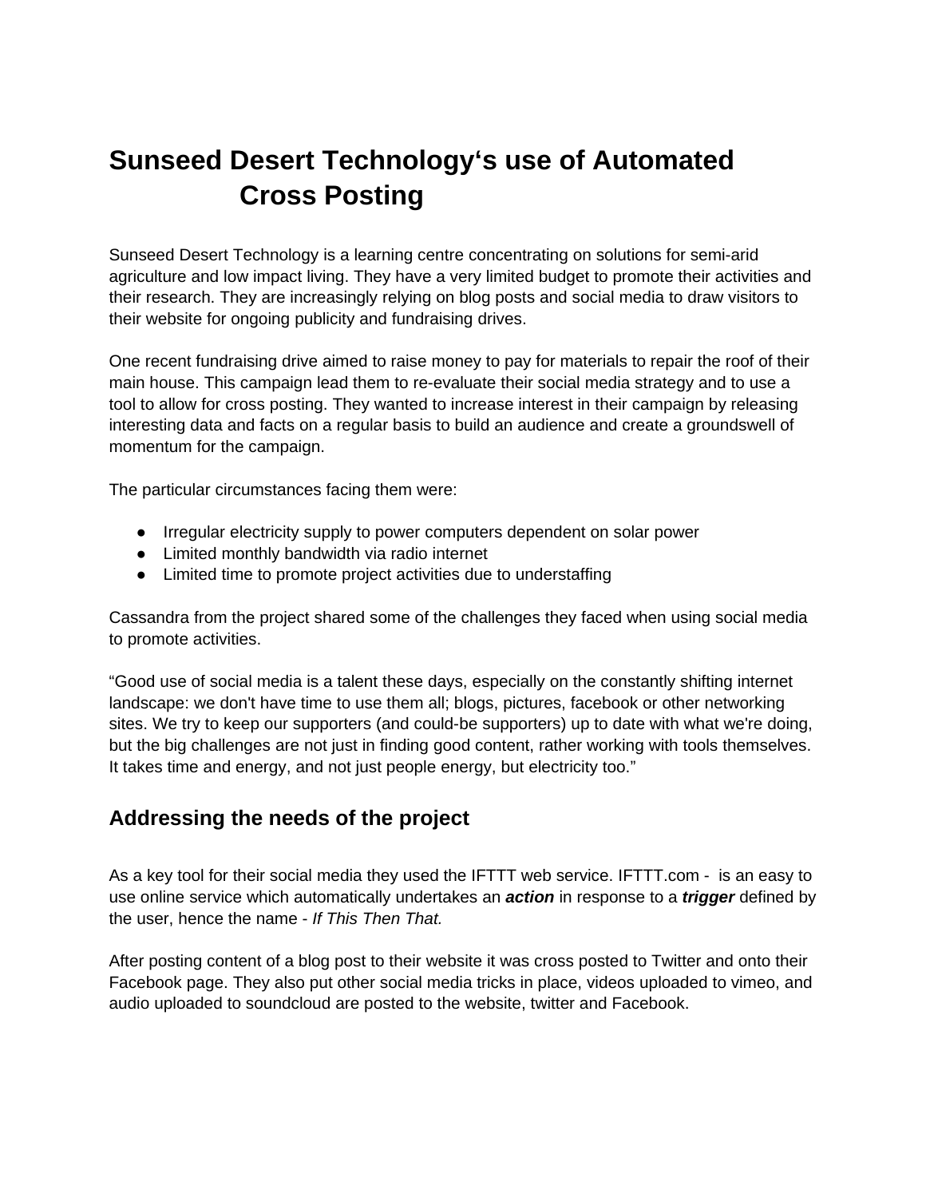# Sunseed Desert Technology's use of Automated Cross Posting

Sunseed Desert Technology is a learning centre concentrating on solutions for semi-arid agriculture and low impact living. They have a very limited budget to promote their activities and their research. They are increasingly relying on blog posts and social media to draw visitors to their website for ongoing publicity and fundraising drives.

One recent fundraising drive aimed to raise money to pay for materials to repair the roof of their main house. This campaign lead them to re-evaluate their social media strategy and to use a tool to allow for cross posting. They wanted to increase interest in their campaign by releasing interesting data and facts on a regular basis to build an audience and create a groundswell of momentum for the campaign.

The particular circumstances facing them were:

- Irregular electricity supply to power computers dependent on solar power
- Limited monthly bandwidth via radio internet
- Limited time to promote project activities due to understaffing

Cassandra from the project shared some of the challenges they faced when using social media to promote activities.

"Good use of social media is a talent these days, especially on the constantly shifting internet landscape: we don't have time to use them all; blogs, pictures, facebook or other networking sites. We try to keep our supporters (and could-be supporters) up to date with what we're doing, but the big challenges are not just in finding good content, rather working with tools themselves. It takes time and energy, and not just people energy, but electricity too."

## Addressing the needs of the project

As a key tool for their social media they used the IFTTT web service. IFTTT.com - is an easy to use online service which automatically undertakes an ***action*** in response to a ***trigger*** defined by the user, hence the name - *If This Then That.*

After posting content of a blog post to their website it was cross posted to Twitter and onto their Facebook page. They also put other social media tricks in place, videos uploaded to vimeo, and audio uploaded to soundcloud are posted to the website, twitter and Facebook.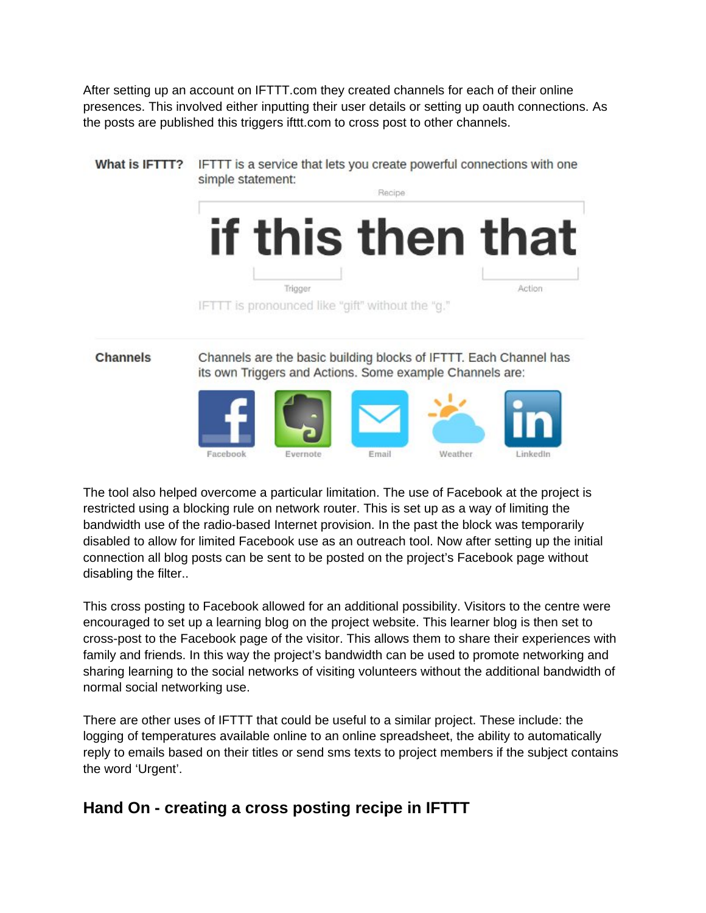After setting up an account on IFTTT.com they created channels for each of their online presences. This involved either inputting their user details or setting up oauth connections. As the posts are published this triggers ifttt.com to cross post to other channels.

**What is IFTTT?** IFTTT is a service that lets you create powerful connections with one simple statement:

Recipe

**if this then that**

Trigger — Action

IFTTT is pronounced like "gift" without the "g."

**Channels** Channels are the basic building blocks of IFTTT. Each Channel has its own Triggers and Actions. Some example Channels are:

Facebook, Evernote, Email, Weather, LinkedIn

The tool also helped overcome a particular limitation. The use of Facebook at the project is restricted using a blocking rule on network router. This is set up as a way of limiting the bandwidth use of the radio-based Internet provision. In the past the block was temporarily disabled to allow for limited Facebook use as an outreach tool. Now after setting up the initial connection all blog posts can be sent to be posted on the project's Facebook page without disabling the filter..

This cross posting to Facebook allowed for an additional possibility. Visitors to the centre were encouraged to set up a learning blog on the project website. This learner blog is then set to cross-post to the Facebook page of the visitor. This allows them to share their experiences with family and friends. In this way the project's bandwidth can be used to promote networking and sharing learning to the social networks of visiting volunteers without the additional bandwidth of normal social networking use.

There are other uses of IFTTT that could be useful to a similar project. These include: the logging of temperatures available online to an online spreadsheet, the ability to automatically reply to emails based on their titles or send sms texts to project members if the subject contains the word 'Urgent'.

## Hand On - creating a cross posting recipe in IFTTT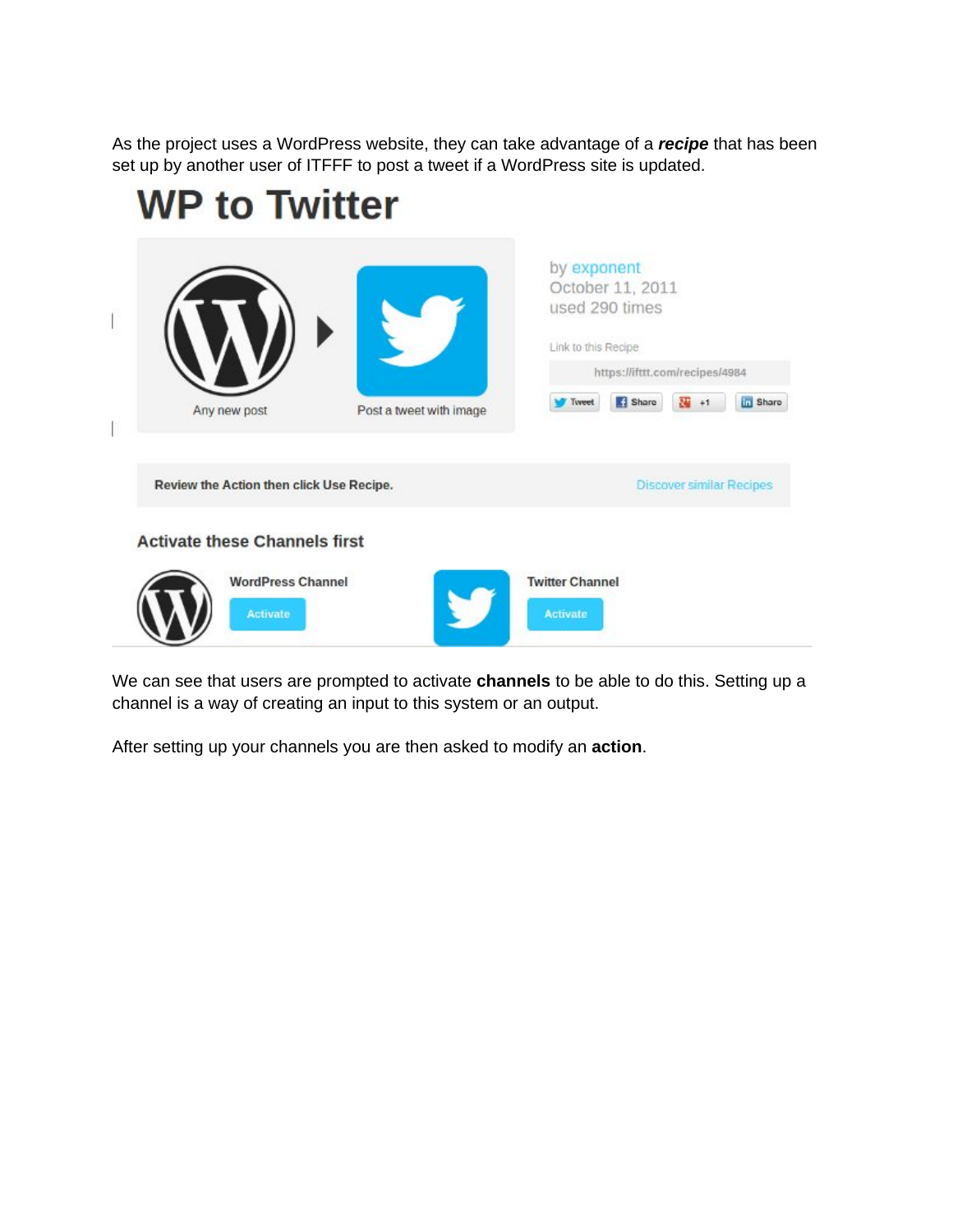As the project uses a WordPress website, they can take advantage of a ***recipe*** that has been set up by another user of ITFFF to post a tweet if a WordPress site is updated.

# WP to Twitter

Any new post

Post a tweet with image

by exponent
October 11, 2011
used 290 times

Link to this Recipe

https://ifttt.com/recipes/4984

Tweet Share +1 Share

Review the Action then click Use Recipe.

Discover similar Recipes

Activate these Channels first

WordPress Channel

Activate

Twitter Channel

Activate

We can see that users are prompted to activate **channels** to be able to do this. Setting up a channel is a way of creating an input to this system or an output.

After setting up your channels you are then asked to modify an **action**.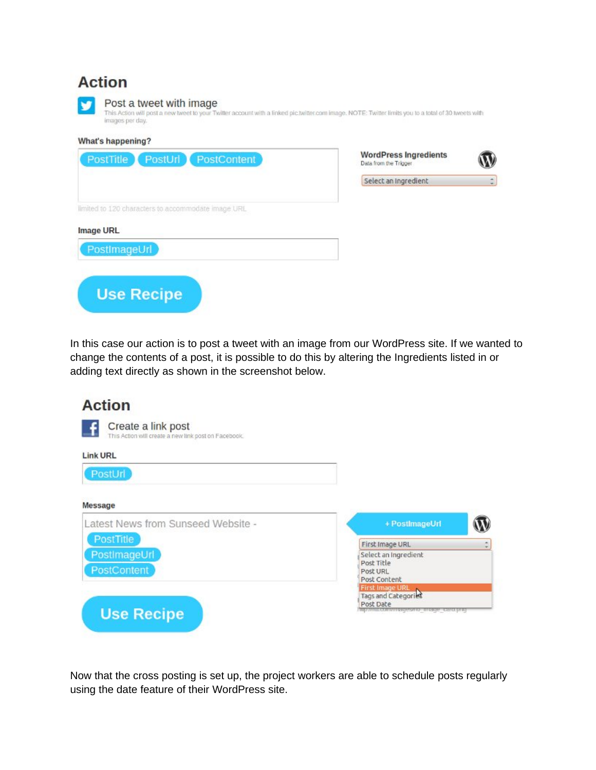## Action

Post a tweet with image

This Action will post a new tweet to your Twitter account with a linked pic.twitter.com image. NOTE: Twitter limits you to a total of 30 tweets with images per day.

**What's happening?**

PostTitle PostUrl PostContent

limited to 120 characters to accommodate image URL

**WordPress Ingredients**

Data from the Trigger

Select an Ingredient

**Image URL**

PostImageUrl

Use Recipe

In this case our action is to post a tweet with an image from our WordPress site. If we wanted to change the contents of a post, it is possible to do this by altering the Ingredients listed in or adding text directly as shown in the screenshot below.

## Action

Create a link post

This Action will create a new link post on Facebook.

**Link URL**

PostUrl

**Message**

Latest News from Sunseed Website - PostTitle PostImageUrl PostContent

+ PostImageUrl

First Image URL

- Select an Ingredient
- Post Title
- Post URL
- Post Content
- First Image URL
- Tags and Categories
- Post Date

Use Recipe

Now that the cross posting is set up, the project workers are able to schedule posts regularly using the date feature of their WordPress site.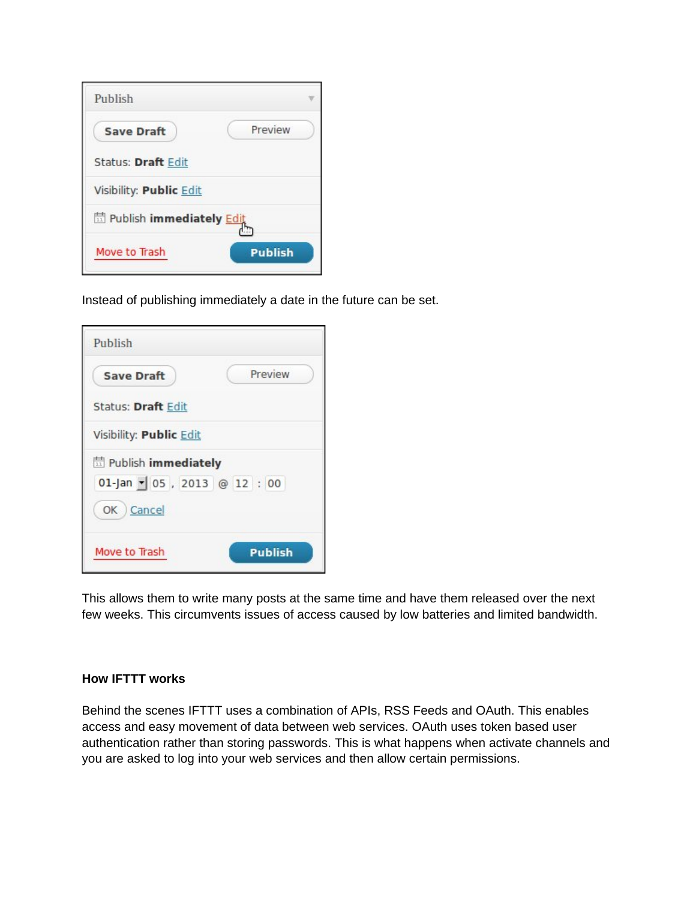Instead of publishing immediately a date in the future can be set.

This allows them to write many posts at the same time and have them released over the next few weeks. This circumvents issues of access caused by low batteries and limited bandwidth.

### How IFTTT works

Behind the scenes IFTTT uses a combination of APIs, RSS Feeds and OAuth. This enables access and easy movement of data between web services. OAuth uses token based user authentication rather than storing passwords. This is what happens when activate channels and you are asked to log into your web services and then allow certain permissions.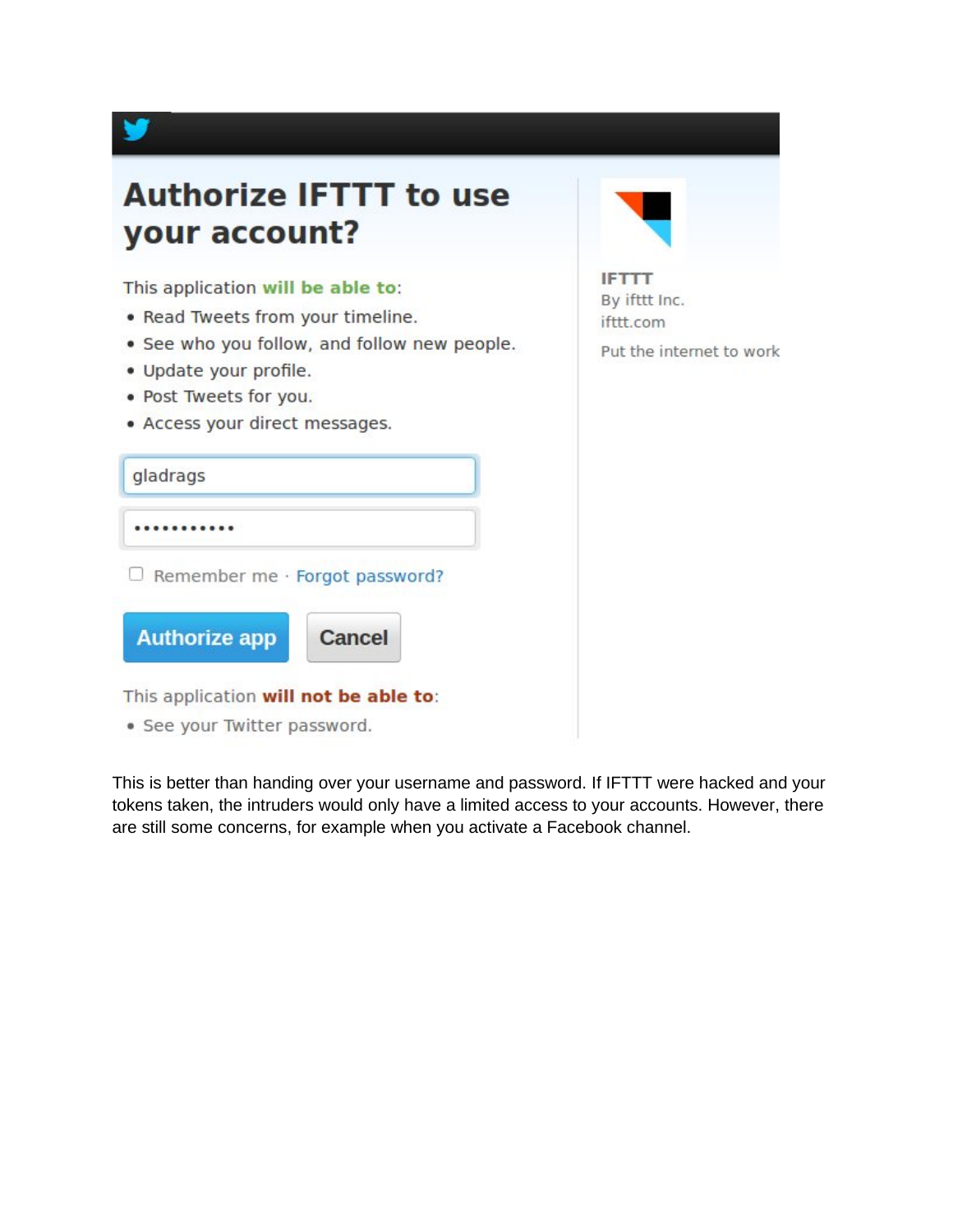## Authorize IFTTT to use your account?

This application **will be able to**:

- Read Tweets from your timeline.
- See who you follow, and follow new people.
- Update your profile.
- Post Tweets for you.
- Access your direct messages.

gladrags

••••••••••••

Remember me · Forgot password?

Authorize app | Cancel

This application **will not be able to**:

- See your Twitter password.

**IFTTT**
By ifttt Inc.
ifttt.com

Put the internet to work

This is better than handing over your username and password. If IFTTT were hacked and your tokens taken, the intruders would only have a limited access to your accounts. However, there are still some concerns, for example when you activate a Facebook channel.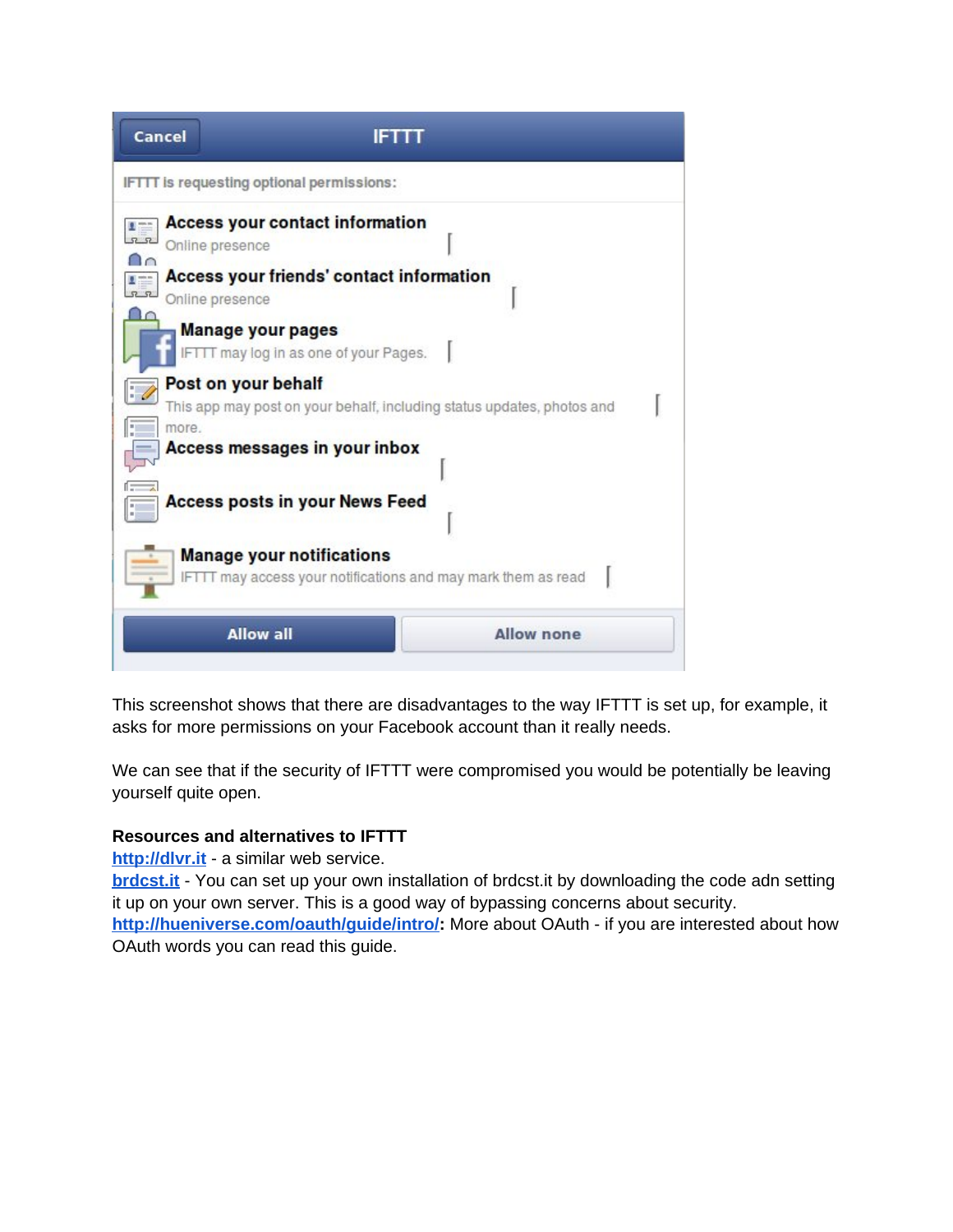This screenshot shows that there are disadvantages to the way IFTTT is set up, for example, it asks for more permissions on your Facebook account than it really needs.

We can see that if the security of IFTTT were compromised you would be potentially be leaving yourself quite open.

**Resources and alternatives to IFTTT**

**http://dlvr.it** - a similar web service.
**brdcst.it** - You can set up your own installation of brdcst.it by downloading the code adn setting it up on your own server. This is a good way of bypassing concerns about security.
**http://hueniverse.com/oauth/guide/intro/:** More about OAuth - if you are interested about how OAuth words you can read this guide.